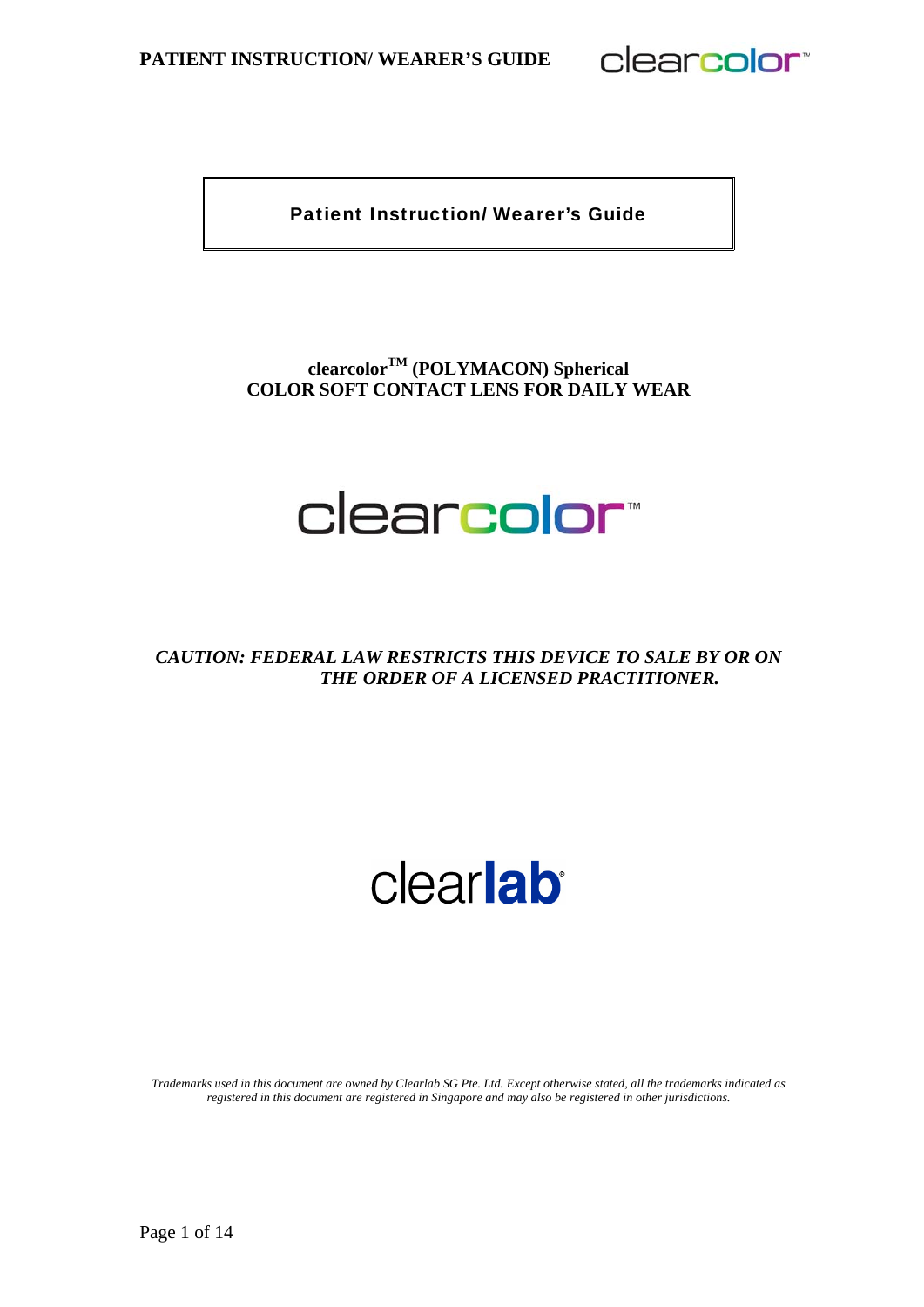# Patient Instruction/ Wearer's Guide

**clearcolor™ (POLYMACON) Spherical**
**COLOR SOFT CONTACT LENS FOR DAILY WEAR**

clearcolor™

***CAUTION: FEDERAL LAW RESTRICTS THIS DEVICE TO SALE BY OR ON THE ORDER OF A LICENSED PRACTITIONER.***

clearlab®

*Trademarks used in this document are owned by Clearlab SG Pte. Ltd. Except otherwise stated, all the trademarks indicated as registered in this document are registered in Singapore and may also be registered in other jurisdictions.*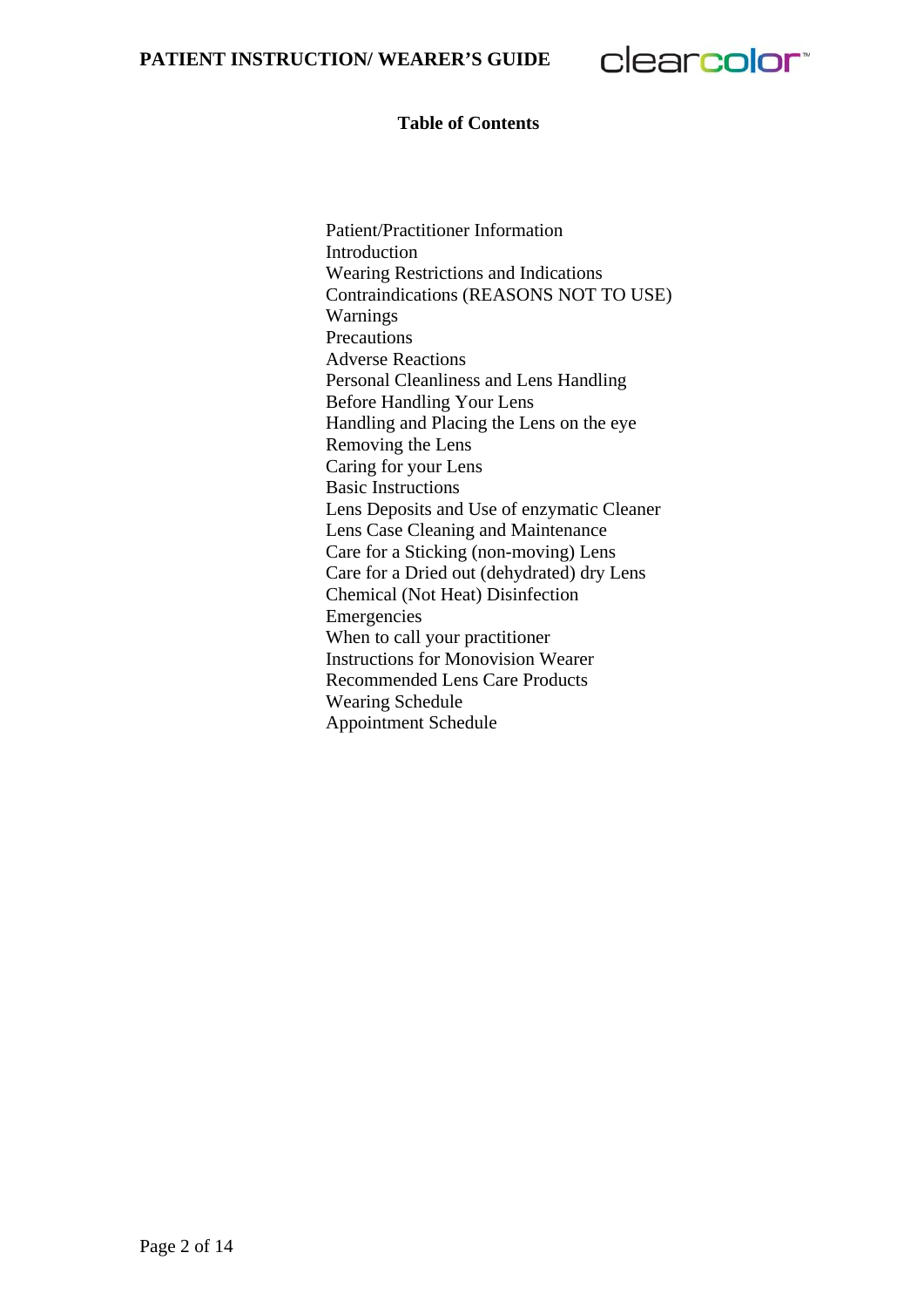## Table of Contents

Patient/Practitioner Information
Introduction
Wearing Restrictions and Indications
Contraindications (REASONS NOT TO USE)
Warnings
Precautions
Adverse Reactions
Personal Cleanliness and Lens Handling
Before Handling Your Lens
Handling and Placing the Lens on the eye
Removing the Lens
Caring for your Lens
Basic Instructions
Lens Deposits and Use of enzymatic Cleaner
Lens Case Cleaning and Maintenance
Care for a Sticking (non-moving) Lens
Care for a Dried out (dehydrated) dry Lens
Chemical (Not Heat) Disinfection
Emergencies
When to call your practitioner
Instructions for Monovision Wearer
Recommended Lens Care Products
Wearing Schedule
Appointment Schedule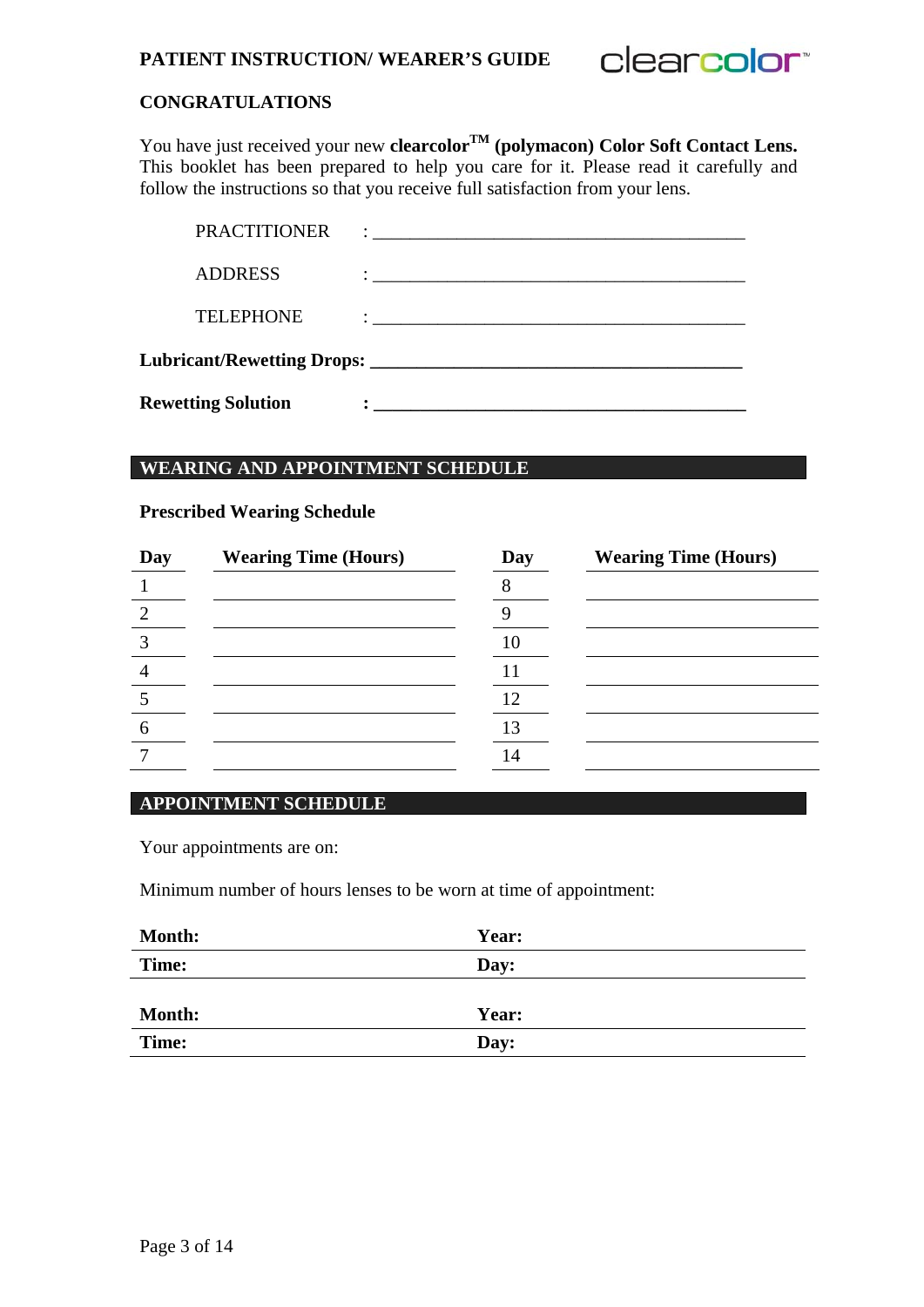## PATIENT INSTRUCTION/ WEARER'S GUIDE

clearcolor™

### CONGRATULATIONS

You have just received your new **clearcolor™ (polymacon) Color Soft Contact Lens.** This booklet has been prepared to help you care for it. Please read it carefully and follow the instructions so that you receive full satisfaction from your lens.

PRACTITIONER : ________________________________________

ADDRESS : ________________________________________

TELEPHONE : ________________________________________

**Lubricant/Rewetting Drops: ________________________________________**

**Rewetting Solution : ________________________________________**

## WEARING AND APPOINTMENT SCHEDULE

### Prescribed Wearing Schedule

| Day | Wearing Time (Hours) | Day | Wearing Time (Hours) |
|---|---|---|---|
| 1 | | 8 | |
| 2 | | 9 | |
| 3 | | 10 | |
| 4 | | 11 | |
| 5 | | 12 | |
| 6 | | 13 | |
| 7 | | 14 | |

## APPOINTMENT SCHEDULE

Your appointments are on:

Minimum number of hours lenses to be worn at time of appointment:

| **Month:** | **Year:** |
|---|---|
| **Time:** | **Day:** |

| **Month:** | **Year:** |
|---|---|
| **Time:** | **Day:** |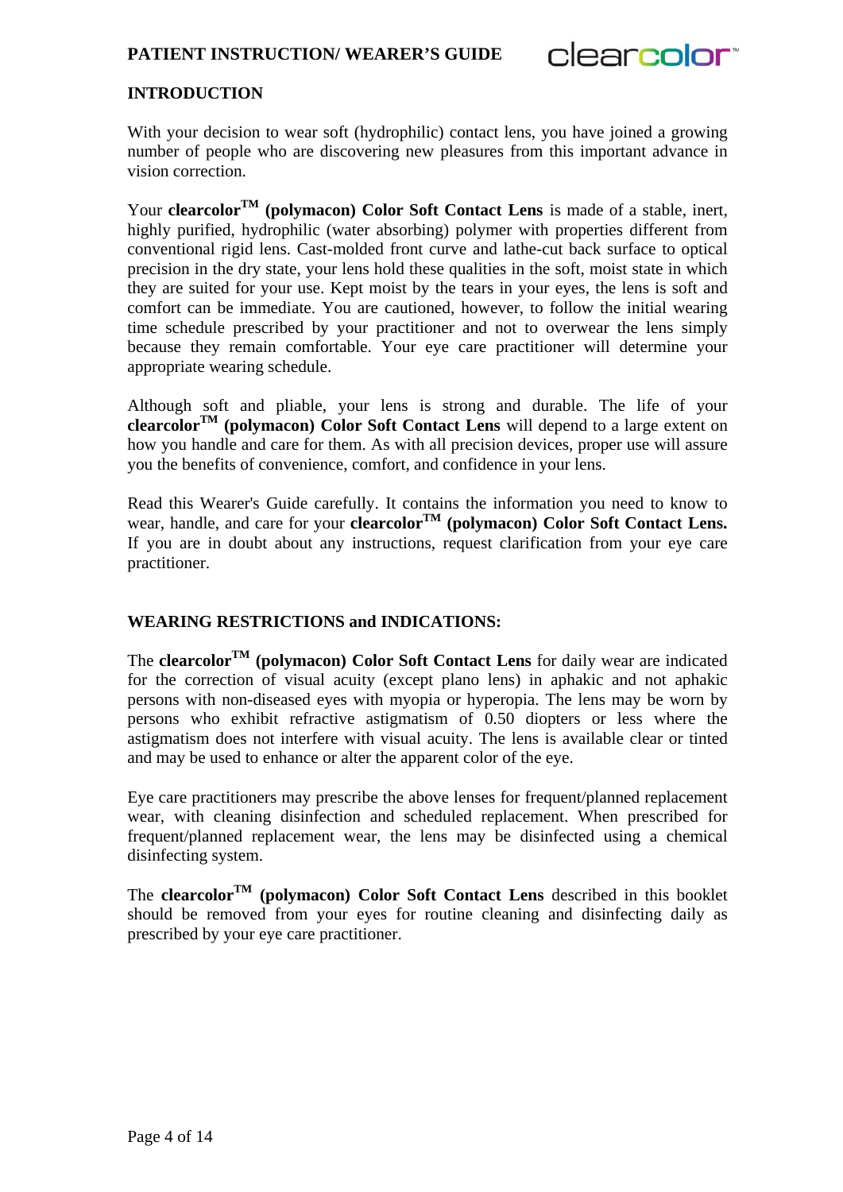## INTRODUCTION

With your decision to wear soft (hydrophilic) contact lens, you have joined a growing number of people who are discovering new pleasures from this important advance in vision correction.

Your **clearcolor™ (polymacon) Color Soft Contact Lens** is made of a stable, inert, highly purified, hydrophilic (water absorbing) polymer with properties different from conventional rigid lens. Cast-molded front curve and lathe-cut back surface to optical precision in the dry state, your lens hold these qualities in the soft, moist state in which they are suited for your use. Kept moist by the tears in your eyes, the lens is soft and comfort can be immediate. You are cautioned, however, to follow the initial wearing time schedule prescribed by your practitioner and not to overwear the lens simply because they remain comfortable. Your eye care practitioner will determine your appropriate wearing schedule.

Although soft and pliable, your lens is strong and durable. The life of your **clearcolor™ (polymacon) Color Soft Contact Lens** will depend to a large extent on how you handle and care for them. As with all precision devices, proper use will assure you the benefits of convenience, comfort, and confidence in your lens.

Read this Wearer's Guide carefully. It contains the information you need to know to wear, handle, and care for your **clearcolor™ (polymacon) Color Soft Contact Lens.** If you are in doubt about any instructions, request clarification from your eye care practitioner.

## WEARING RESTRICTIONS and INDICATIONS:

The **clearcolor™ (polymacon) Color Soft Contact Lens** for daily wear are indicated for the correction of visual acuity (except plano lens) in aphakic and not aphakic persons with non-diseased eyes with myopia or hyperopia. The lens may be worn by persons who exhibit refractive astigmatism of 0.50 diopters or less where the astigmatism does not interfere with visual acuity. The lens is available clear or tinted and may be used to enhance or alter the apparent color of the eye.

Eye care practitioners may prescribe the above lenses for frequent/planned replacement wear, with cleaning disinfection and scheduled replacement. When prescribed for frequent/planned replacement wear, the lens may be disinfected using a chemical disinfecting system.

The **clearcolor™ (polymacon) Color Soft Contact Lens** described in this booklet should be removed from your eyes for routine cleaning and disinfecting daily as prescribed by your eye care practitioner.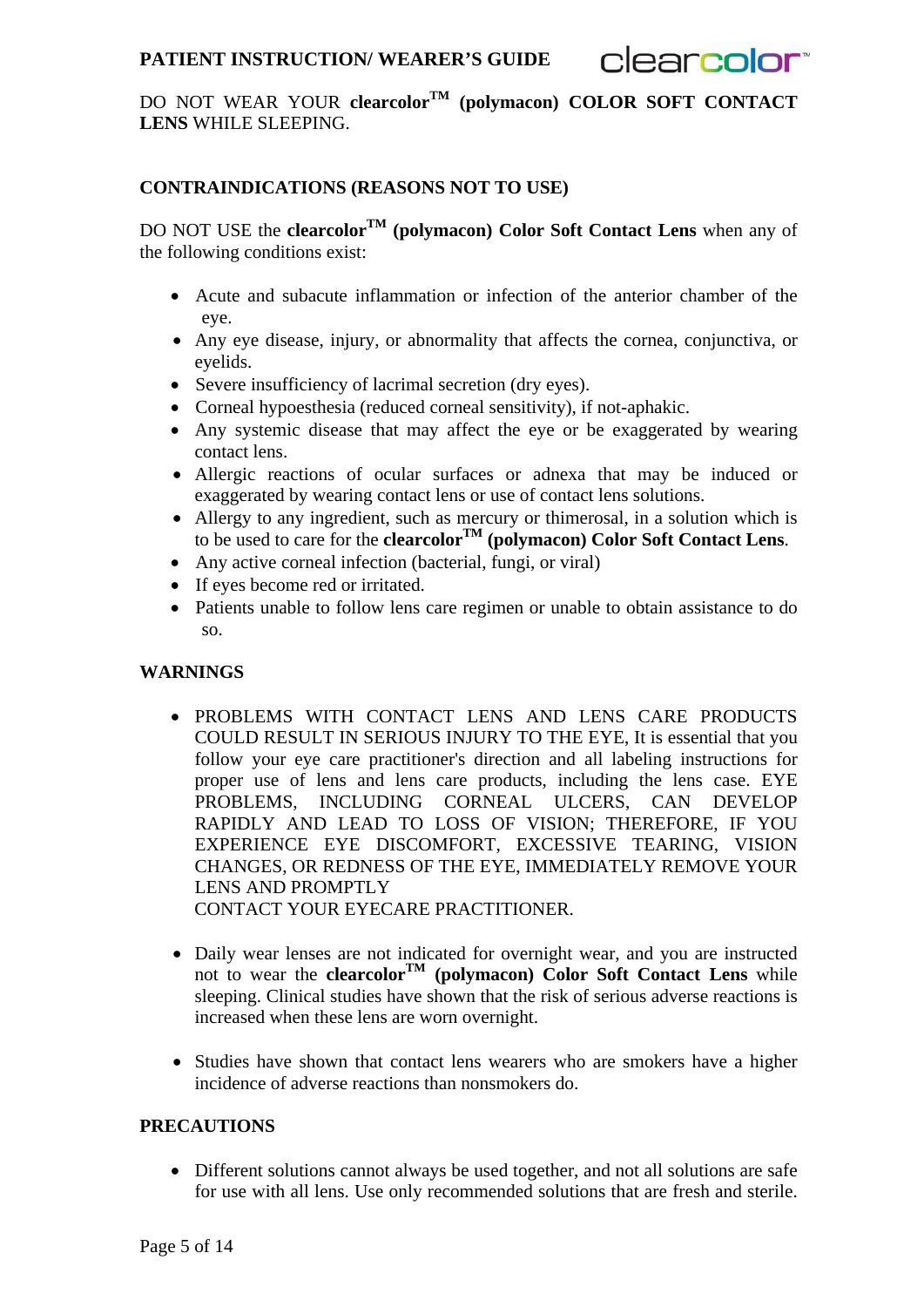DO NOT WEAR YOUR **clearcolor™ (polymacon) COLOR SOFT CONTACT LENS** WHILE SLEEPING.

## CONTRAINDICATIONS (REASONS NOT TO USE)

DO NOT USE the **clearcolor™ (polymacon) Color Soft Contact Lens** when any of the following conditions exist:

- Acute and subacute inflammation or infection of the anterior chamber of the eye.
- Any eye disease, injury, or abnormality that affects the cornea, conjunctiva, or eyelids.
- Severe insufficiency of lacrimal secretion (dry eyes).
- Corneal hypoesthesia (reduced corneal sensitivity), if not-aphakic.
- Any systemic disease that may affect the eye or be exaggerated by wearing contact lens.
- Allergic reactions of ocular surfaces or adnexa that may be induced or exaggerated by wearing contact lens or use of contact lens solutions.
- Allergy to any ingredient, such as mercury or thimerosal, in a solution which is to be used to care for the **clearcolor™ (polymacon) Color Soft Contact Lens**.
- Any active corneal infection (bacterial, fungi, or viral)
- If eyes become red or irritated.
- Patients unable to follow lens care regimen or unable to obtain assistance to do so.

## WARNINGS

- PROBLEMS WITH CONTACT LENS AND LENS CARE PRODUCTS COULD RESULT IN SERIOUS INJURY TO THE EYE, It is essential that you follow your eye care practitioner's direction and all labeling instructions for proper use of lens and lens care products, including the lens case. EYE PROBLEMS, INCLUDING CORNEAL ULCERS, CAN DEVELOP RAPIDLY AND LEAD TO LOSS OF VISION; THEREFORE, IF YOU EXPERIENCE EYE DISCOMFORT, EXCESSIVE TEARING, VISION CHANGES, OR REDNESS OF THE EYE, IMMEDIATELY REMOVE YOUR LENS AND PROMPTLY CONTACT YOUR EYECARE PRACTITIONER.

- Daily wear lenses are not indicated for overnight wear, and you are instructed not to wear the **clearcolor™ (polymacon) Color Soft Contact Lens** while sleeping. Clinical studies have shown that the risk of serious adverse reactions is increased when these lens are worn overnight.

- Studies have shown that contact lens wearers who are smokers have a higher incidence of adverse reactions than nonsmokers do.

## PRECAUTIONS

- Different solutions cannot always be used together, and not all solutions are safe for use with all lens. Use only recommended solutions that are fresh and sterile.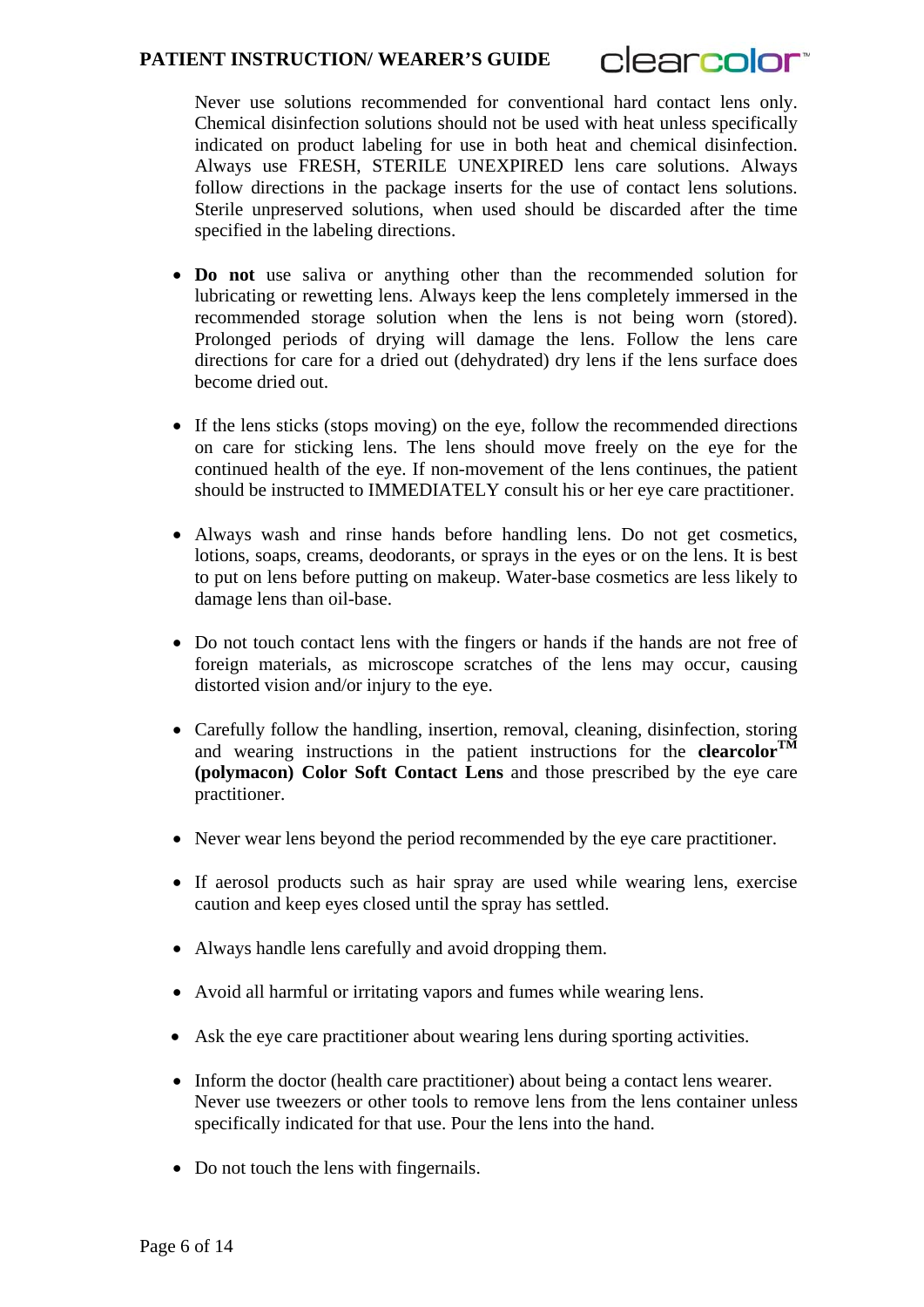Never use solutions recommended for conventional hard contact lens only. Chemical disinfection solutions should not be used with heat unless specifically indicated on product labeling for use in both heat and chemical disinfection. Always use FRESH, STERILE UNEXPIRED lens care solutions. Always follow directions in the package inserts for the use of contact lens solutions. Sterile unpreserved solutions, when used should be discarded after the time specified in the labeling directions.

- **Do not** use saliva or anything other than the recommended solution for lubricating or rewetting lens. Always keep the lens completely immersed in the recommended storage solution when the lens is not being worn (stored). Prolonged periods of drying will damage the lens. Follow the lens care directions for care for a dried out (dehydrated) dry lens if the lens surface does become dried out.

- If the lens sticks (stops moving) on the eye, follow the recommended directions on care for sticking lens. The lens should move freely on the eye for the continued health of the eye. If non-movement of the lens continues, the patient should be instructed to IMMEDIATELY consult his or her eye care practitioner.

- Always wash and rinse hands before handling lens. Do not get cosmetics, lotions, soaps, creams, deodorants, or sprays in the eyes or on the lens. It is best to put on lens before putting on makeup. Water-base cosmetics are less likely to damage lens than oil-base.

- Do not touch contact lens with the fingers or hands if the hands are not free of foreign materials, as microscope scratches of the lens may occur, causing distorted vision and/or injury to the eye.

- Carefully follow the handling, insertion, removal, cleaning, disinfection, storing and wearing instructions in the patient instructions for the **clearcolor™ (polymacon) Color Soft Contact Lens** and those prescribed by the eye care practitioner.

- Never wear lens beyond the period recommended by the eye care practitioner.

- If aerosol products such as hair spray are used while wearing lens, exercise caution and keep eyes closed until the spray has settled.

- Always handle lens carefully and avoid dropping them.

- Avoid all harmful or irritating vapors and fumes while wearing lens.

- Ask the eye care practitioner about wearing lens during sporting activities.

- Inform the doctor (health care practitioner) about being a contact lens wearer. Never use tweezers or other tools to remove lens from the lens container unless specifically indicated for that use. Pour the lens into the hand.

- Do not touch the lens with fingernails.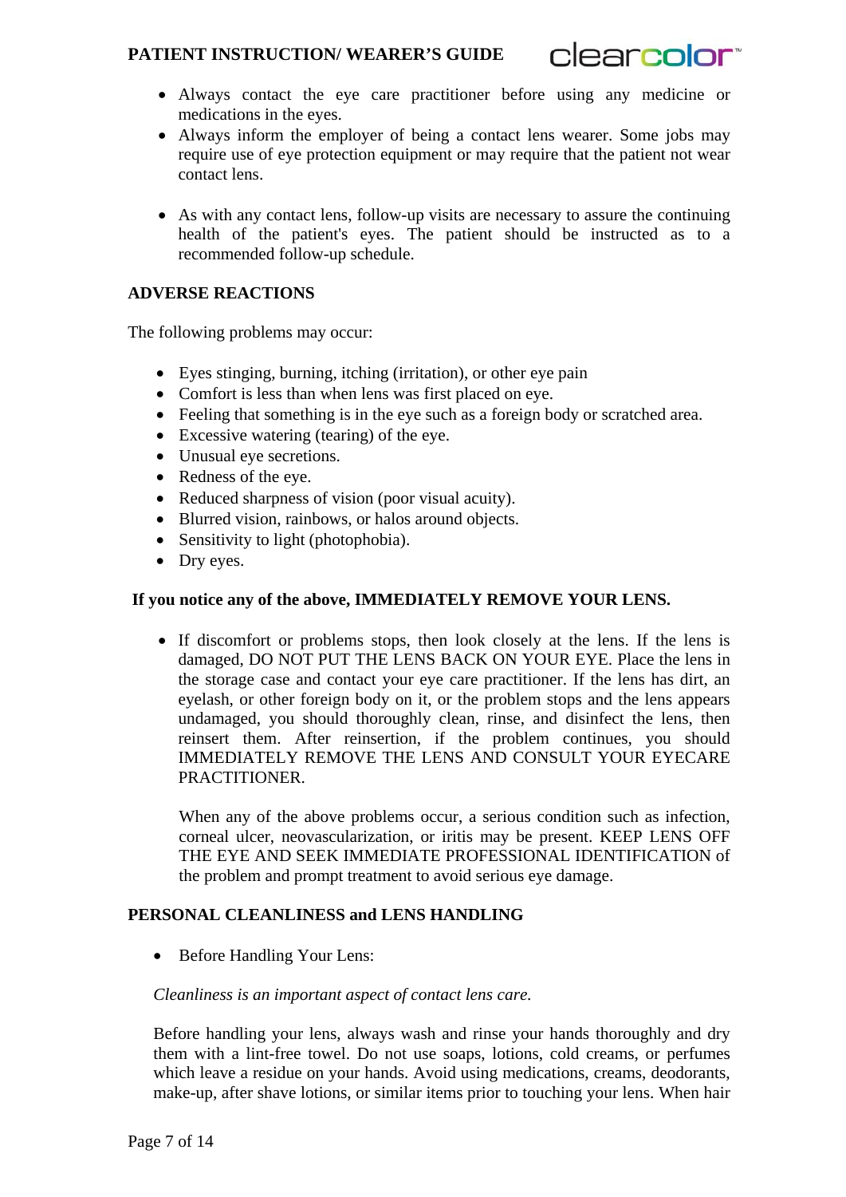- Always contact the eye care practitioner before using any medicine or medications in the eyes.
- Always inform the employer of being a contact lens wearer. Some jobs may require use of eye protection equipment or may require that the patient not wear contact lens.

- As with any contact lens, follow-up visits are necessary to assure the continuing health of the patient's eyes. The patient should be instructed as to a recommended follow-up schedule.

**ADVERSE REACTIONS**

The following problems may occur:

- Eyes stinging, burning, itching (irritation), or other eye pain
- Comfort is less than when lens was first placed on eye.
- Feeling that something is in the eye such as a foreign body or scratched area.
- Excessive watering (tearing) of the eye.
- Unusual eye secretions.
- Redness of the eye.
- Reduced sharpness of vision (poor visual acuity).
- Blurred vision, rainbows, or halos around objects.
- Sensitivity to light (photophobia).
- Dry eyes.

**If you notice any of the above, IMMEDIATELY REMOVE YOUR LENS.**

- If discomfort or problems stops, then look closely at the lens. If the lens is damaged, DO NOT PUT THE LENS BACK ON YOUR EYE. Place the lens in the storage case and contact your eye care practitioner. If the lens has dirt, an eyelash, or other foreign body on it, or the problem stops and the lens appears undamaged, you should thoroughly clean, rinse, and disinfect the lens, then reinsert them. After reinsertion, if the problem continues, you should IMMEDIATELY REMOVE THE LENS AND CONSULT YOUR EYECARE PRACTITIONER.

  When any of the above problems occur, a serious condition such as infection, corneal ulcer, neovascularization, or iritis may be present. KEEP LENS OFF THE EYE AND SEEK IMMEDIATE PROFESSIONAL IDENTIFICATION of the problem and prompt treatment to avoid serious eye damage.

**PERSONAL CLEANLINESS and LENS HANDLING**

- Before Handling Your Lens:

*Cleanliness is an important aspect of contact lens care.*

Before handling your lens, always wash and rinse your hands thoroughly and dry them with a lint-free towel. Do not use soaps, lotions, cold creams, or perfumes which leave a residue on your hands. Avoid using medications, creams, deodorants, make-up, after shave lotions, or similar items prior to touching your lens. When hair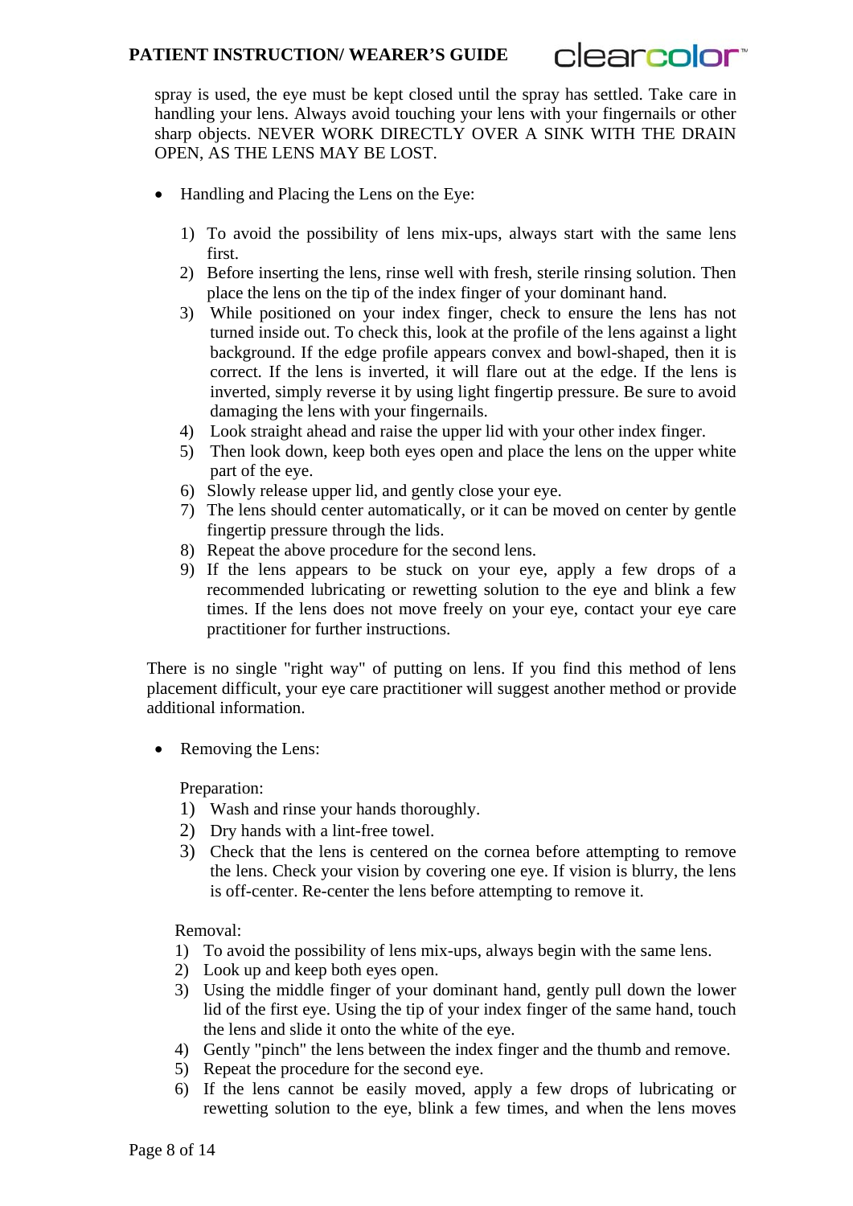spray is used, the eye must be kept closed until the spray has settled. Take care in handling your lens. Always avoid touching your lens with your fingernails or other sharp objects. NEVER WORK DIRECTLY OVER A SINK WITH THE DRAIN OPEN, AS THE LENS MAY BE LOST.

- Handling and Placing the Lens on the Eye:

  1) To avoid the possibility of lens mix-ups, always start with the same lens first.
  2) Before inserting the lens, rinse well with fresh, sterile rinsing solution. Then place the lens on the tip of the index finger of your dominant hand.
  3) While positioned on your index finger, check to ensure the lens has not turned inside out. To check this, look at the profile of the lens against a light background. If the edge profile appears convex and bowl-shaped, then it is correct. If the lens is inverted, it will flare out at the edge. If the lens is inverted, simply reverse it by using light fingertip pressure. Be sure to avoid damaging the lens with your fingernails.
  4) Look straight ahead and raise the upper lid with your other index finger.
  5) Then look down, keep both eyes open and place the lens on the upper white part of the eye.
  6) Slowly release upper lid, and gently close your eye.
  7) The lens should center automatically, or it can be moved on center by gentle fingertip pressure through the lids.
  8) Repeat the above procedure for the second lens.
  9) If the lens appears to be stuck on your eye, apply a few drops of a recommended lubricating or rewetting solution to the eye and blink a few times. If the lens does not move freely on your eye, contact your eye care practitioner for further instructions.

There is no single "right way" of putting on lens. If you find this method of lens placement difficult, your eye care practitioner will suggest another method or provide additional information.

- Removing the Lens:

  Preparation:
  1) Wash and rinse your hands thoroughly.
  2) Dry hands with a lint-free towel.
  3) Check that the lens is centered on the cornea before attempting to remove the lens. Check your vision by covering one eye. If vision is blurry, the lens is off-center. Re-center the lens before attempting to remove it.

  Removal:
  1) To avoid the possibility of lens mix-ups, always begin with the same lens.
  2) Look up and keep both eyes open.
  3) Using the middle finger of your dominant hand, gently pull down the lower lid of the first eye. Using the tip of your index finger of the same hand, touch the lens and slide it onto the white of the eye.
  4) Gently "pinch" the lens between the index finger and the thumb and remove.
  5) Repeat the procedure for the second eye.
  6) If the lens cannot be easily moved, apply a few drops of lubricating or rewetting solution to the eye, blink a few times, and when the lens moves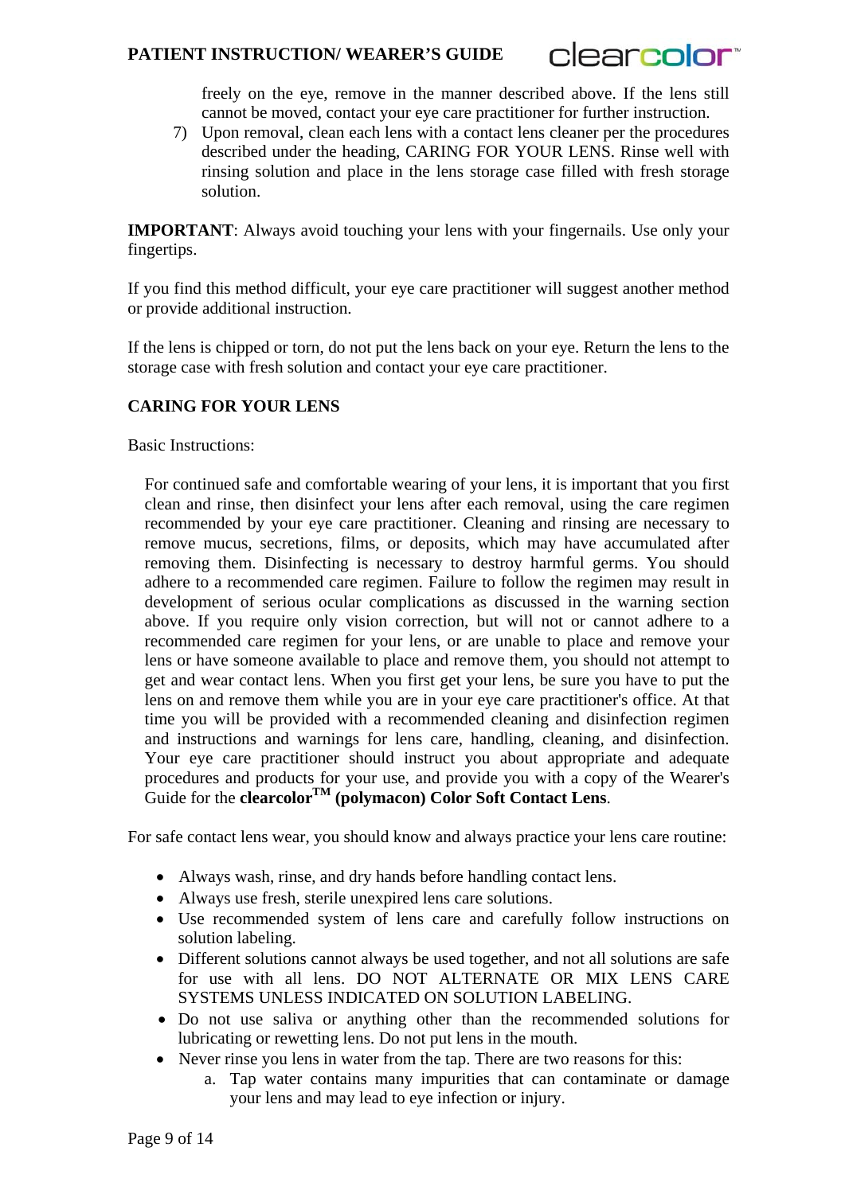freely on the eye, remove in the manner described above. If the lens still cannot be moved, contact your eye care practitioner for further instruction.

7) Upon removal, clean each lens with a contact lens cleaner per the procedures described under the heading, CARING FOR YOUR LENS. Rinse well with rinsing solution and place in the lens storage case filled with fresh storage solution.

**IMPORTANT**: Always avoid touching your lens with your fingernails. Use only your fingertips.

If you find this method difficult, your eye care practitioner will suggest another method or provide additional instruction.

If the lens is chipped or torn, do not put the lens back on your eye. Return the lens to the storage case with fresh solution and contact your eye care practitioner.

**CARING FOR YOUR LENS**

Basic Instructions:

For continued safe and comfortable wearing of your lens, it is important that you first clean and rinse, then disinfect your lens after each removal, using the care regimen recommended by your eye care practitioner. Cleaning and rinsing are necessary to remove mucus, secretions, films, or deposits, which may have accumulated after removing them. Disinfecting is necessary to destroy harmful germs. You should adhere to a recommended care regimen. Failure to follow the regimen may result in development of serious ocular complications as discussed in the warning section above. If you require only vision correction, but will not or cannot adhere to a recommended care regimen for your lens, or are unable to place and remove your lens or have someone available to place and remove them, you should not attempt to get and wear contact lens. When you first get your lens, be sure you have to put the lens on and remove them while you are in your eye care practitioner's office. At that time you will be provided with a recommended cleaning and disinfection regimen and instructions and warnings for lens care, handling, cleaning, and disinfection. Your eye care practitioner should instruct you about appropriate and adequate procedures and products for your use, and provide you with a copy of the Wearer's Guide for the **clearcolor™ (polymacon) Color Soft Contact Lens**.

For safe contact lens wear, you should know and always practice your lens care routine:

- Always wash, rinse, and dry hands before handling contact lens.
- Always use fresh, sterile unexpired lens care solutions.
- Use recommended system of lens care and carefully follow instructions on solution labeling.
- Different solutions cannot always be used together, and not all solutions are safe for use with all lens. DO NOT ALTERNATE OR MIX LENS CARE SYSTEMS UNLESS INDICATED ON SOLUTION LABELING.
- Do not use saliva or anything other than the recommended solutions for lubricating or rewetting lens. Do not put lens in the mouth.
- Never rinse you lens in water from the tap. There are two reasons for this:
    a. Tap water contains many impurities that can contaminate or damage your lens and may lead to eye infection or injury.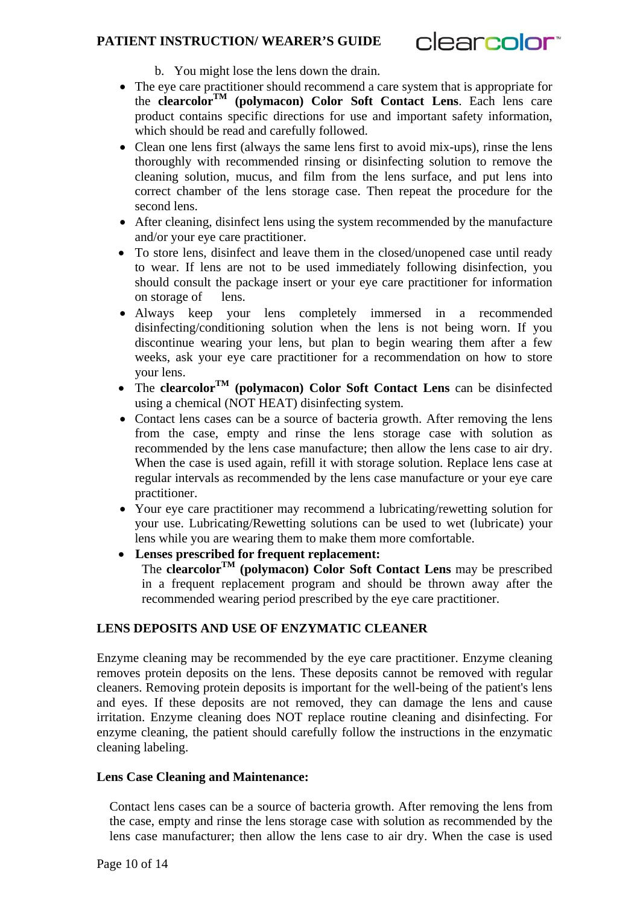b. You might lose the lens down the drain.

- The eye care practitioner should recommend a care system that is appropriate for the **clearcolor™ (polymacon) Color Soft Contact Lens**. Each lens care product contains specific directions for use and important safety information, which should be read and carefully followed.
- Clean one lens first (always the same lens first to avoid mix-ups), rinse the lens thoroughly with recommended rinsing or disinfecting solution to remove the cleaning solution, mucus, and film from the lens surface, and put lens into correct chamber of the lens storage case. Then repeat the procedure for the second lens.
- After cleaning, disinfect lens using the system recommended by the manufacture and/or your eye care practitioner.
- To store lens, disinfect and leave them in the closed/unopened case until ready to wear. If lens are not to be used immediately following disinfection, you should consult the package insert or your eye care practitioner for information on storage of lens.
- Always keep your lens completely immersed in a recommended disinfecting/conditioning solution when the lens is not being worn. If you discontinue wearing your lens, but plan to begin wearing them after a few weeks, ask your eye care practitioner for a recommendation on how to store your lens.
- The **clearcolor™ (polymacon) Color Soft Contact Lens** can be disinfected using a chemical (NOT HEAT) disinfecting system.
- Contact lens cases can be a source of bacteria growth. After removing the lens from the case, empty and rinse the lens storage case with solution as recommended by the lens case manufacture; then allow the lens case to air dry. When the case is used again, refill it with storage solution. Replace lens case at regular intervals as recommended by the lens case manufacture or your eye care practitioner.
- Your eye care practitioner may recommend a lubricating/rewetting solution for your use. Lubricating/Rewetting solutions can be used to wet (lubricate) your lens while you are wearing them to make them more comfortable.
- **Lenses prescribed for frequent replacement:**
  The **clearcolor™ (polymacon) Color Soft Contact Lens** may be prescribed in a frequent replacement program and should be thrown away after the recommended wearing period prescribed by the eye care practitioner.

## LENS DEPOSITS AND USE OF ENZYMATIC CLEANER

Enzyme cleaning may be recommended by the eye care practitioner. Enzyme cleaning removes protein deposits on the lens. These deposits cannot be removed with regular cleaners. Removing protein deposits is important for the well-being of the patient's lens and eyes. If these deposits are not removed, they can damage the lens and cause irritation. Enzyme cleaning does NOT replace routine cleaning and disinfecting. For enzyme cleaning, the patient should carefully follow the instructions in the enzymatic cleaning labeling.

### Lens Case Cleaning and Maintenance:

Contact lens cases can be a source of bacteria growth. After removing the lens from the case, empty and rinse the lens storage case with solution as recommended by the lens case manufacturer; then allow the lens case to air dry. When the case is used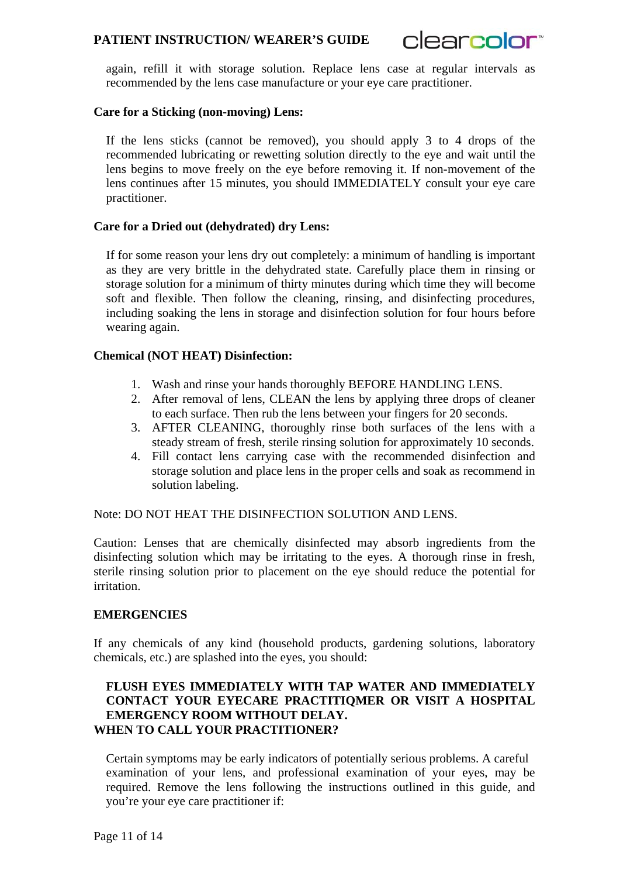again, refill it with storage solution. Replace lens case at regular intervals as recommended by the lens case manufacture or your eye care practitioner.

**Care for a Sticking (non-moving) Lens:**

If the lens sticks (cannot be removed), you should apply 3 to 4 drops of the recommended lubricating or rewetting solution directly to the eye and wait until the lens begins to move freely on the eye before removing it. If non-movement of the lens continues after 15 minutes, you should IMMEDIATELY consult your eye care practitioner.

**Care for a Dried out (dehydrated) dry Lens:**

If for some reason your lens dry out completely: a minimum of handling is important as they are very brittle in the dehydrated state. Carefully place them in rinsing or storage solution for a minimum of thirty minutes during which time they will become soft and flexible. Then follow the cleaning, rinsing, and disinfecting procedures, including soaking the lens in storage and disinfection solution for four hours before wearing again.

**Chemical (NOT HEAT) Disinfection:**

1. Wash and rinse your hands thoroughly BEFORE HANDLING LENS.
2. After removal of lens, CLEAN the lens by applying three drops of cleaner to each surface. Then rub the lens between your fingers for 20 seconds.
3. AFTER CLEANING, thoroughly rinse both surfaces of the lens with a steady stream of fresh, sterile rinsing solution for approximately 10 seconds.
4. Fill contact lens carrying case with the recommended disinfection and storage solution and place lens in the proper cells and soak as recommend in solution labeling.

Note: DO NOT HEAT THE DISINFECTION SOLUTION AND LENS.

Caution: Lenses that are chemically disinfected may absorb ingredients from the disinfecting solution which may be irritating to the eyes. A thorough rinse in fresh, sterile rinsing solution prior to placement on the eye should reduce the potential for irritation.

**EMERGENCIES**

If any chemicals of any kind (household products, gardening solutions, laboratory chemicals, etc.) are splashed into the eyes, you should:

**FLUSH EYES IMMEDIATELY WITH TAP WATER AND IMMEDIATELY CONTACT YOUR EYECARE PRACTITIQMER OR VISIT A HOSPITAL EMERGENCY ROOM WITHOUT DELAY.**

**WHEN TO CALL YOUR PRACTITIONER?**

Certain symptoms may be early indicators of potentially serious problems. A careful examination of your lens, and professional examination of your eyes, may be required. Remove the lens following the instructions outlined in this guide, and you're your eye care practitioner if: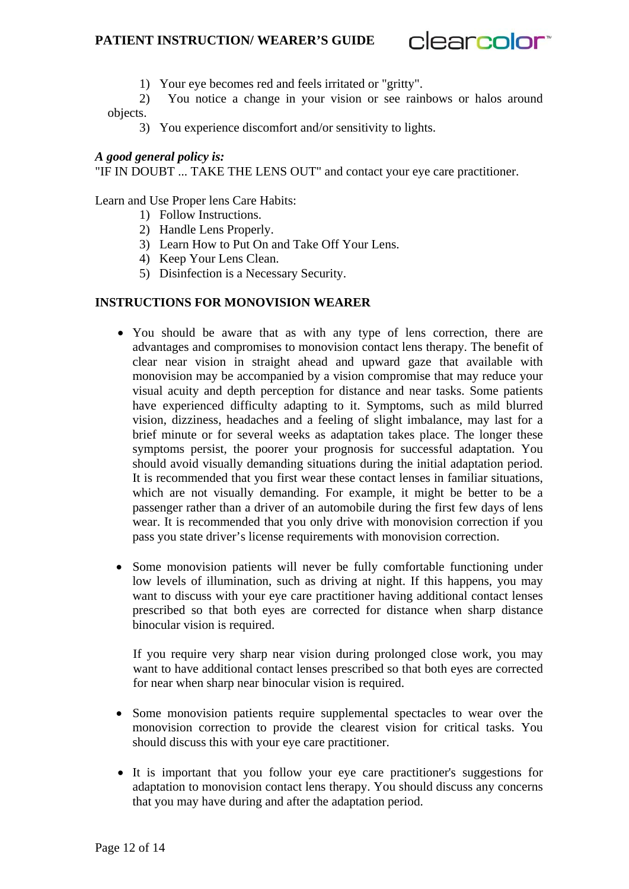1) Your eye becomes red and feels irritated or "gritty".
2) You notice a change in your vision or see rainbows or halos around objects.
3) You experience discomfort and/or sensitivity to lights.

***A good general policy is:***
"IF IN DOUBT ... TAKE THE LENS OUT" and contact your eye care practitioner.

Learn and Use Proper lens Care Habits:

1) Follow Instructions.
2) Handle Lens Properly.
3) Learn How to Put On and Take Off Your Lens.
4) Keep Your Lens Clean.
5) Disinfection is a Necessary Security.

**INSTRUCTIONS FOR MONOVISION WEARER**

- You should be aware that as with any type of lens correction, there are advantages and compromises to monovision contact lens therapy. The benefit of clear near vision in straight ahead and upward gaze that available with monovision may be accompanied by a vision compromise that may reduce your visual acuity and depth perception for distance and near tasks. Some patients have experienced difficulty adapting to it. Symptoms, such as mild blurred vision, dizziness, headaches and a feeling of slight imbalance, may last for a brief minute or for several weeks as adaptation takes place. The longer these symptoms persist, the poorer your prognosis for successful adaptation. You should avoid visually demanding situations during the initial adaptation period. It is recommended that you first wear these contact lenses in familiar situations, which are not visually demanding. For example, it might be better to be a passenger rather than a driver of an automobile during the first few days of lens wear. It is recommended that you only drive with monovision correction if you pass you state driver's license requirements with monovision correction.

- Some monovision patients will never be fully comfortable functioning under low levels of illumination, such as driving at night. If this happens, you may want to discuss with your eye care practitioner having additional contact lenses prescribed so that both eyes are corrected for distance when sharp distance binocular vision is required.

  If you require very sharp near vision during prolonged close work, you may want to have additional contact lenses prescribed so that both eyes are corrected for near when sharp near binocular vision is required.

- Some monovision patients require supplemental spectacles to wear over the monovision correction to provide the clearest vision for critical tasks. You should discuss this with your eye care practitioner.

- It is important that you follow your eye care practitioner's suggestions for adaptation to monovision contact lens therapy. You should discuss any concerns that you may have during and after the adaptation period.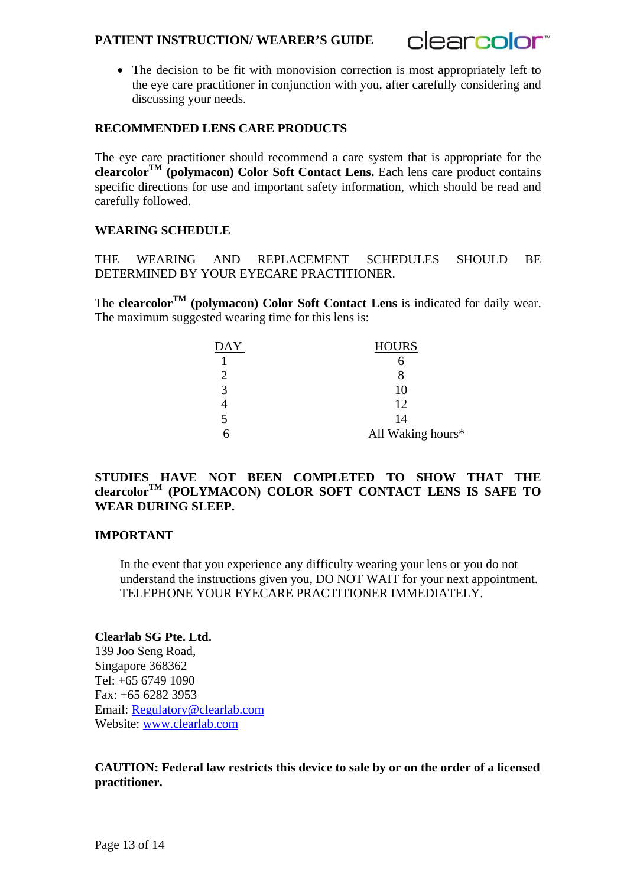- The decision to be fit with monovision correction is most appropriately left to the eye care practitioner in conjunction with you, after carefully considering and discussing your needs.

## RECOMMENDED LENS CARE PRODUCTS

The eye care practitioner should recommend a care system that is appropriate for the **clearcolor™ (polymacon) Color Soft Contact Lens.** Each lens care product contains specific directions for use and important safety information, which should be read and carefully followed.

## WEARING SCHEDULE

THE WEARING AND REPLACEMENT SCHEDULES SHOULD BE DETERMINED BY YOUR EYECARE PRACTITIONER.

The **clearcolor™ (polymacon) Color Soft Contact Lens** is indicated for daily wear. The maximum suggested wearing time for this lens is:

| DAY | HOURS |
|---|---|
| 1 | 6 |
| 2 | 8 |
| 3 | 10 |
| 4 | 12 |
| 5 | 14 |
| 6 | All Waking hours* |

**STUDIES HAVE NOT BEEN COMPLETED TO SHOW THAT THE clearcolor™ (POLYMACON) COLOR SOFT CONTACT LENS IS SAFE TO WEAR DURING SLEEP.**

## IMPORTANT

In the event that you experience any difficulty wearing your lens or you do not understand the instructions given you, DO NOT WAIT for your next appointment. TELEPHONE YOUR EYECARE PRACTITIONER IMMEDIATELY.

**Clearlab SG Pte. Ltd.**
139 Joo Seng Road,
Singapore 368362
Tel: +65 6749 1090
Fax: +65 6282 3953
Email: Regulatory@clearlab.com
Website: www.clearlab.com

**CAUTION: Federal law restricts this device to sale by or on the order of a licensed practitioner.**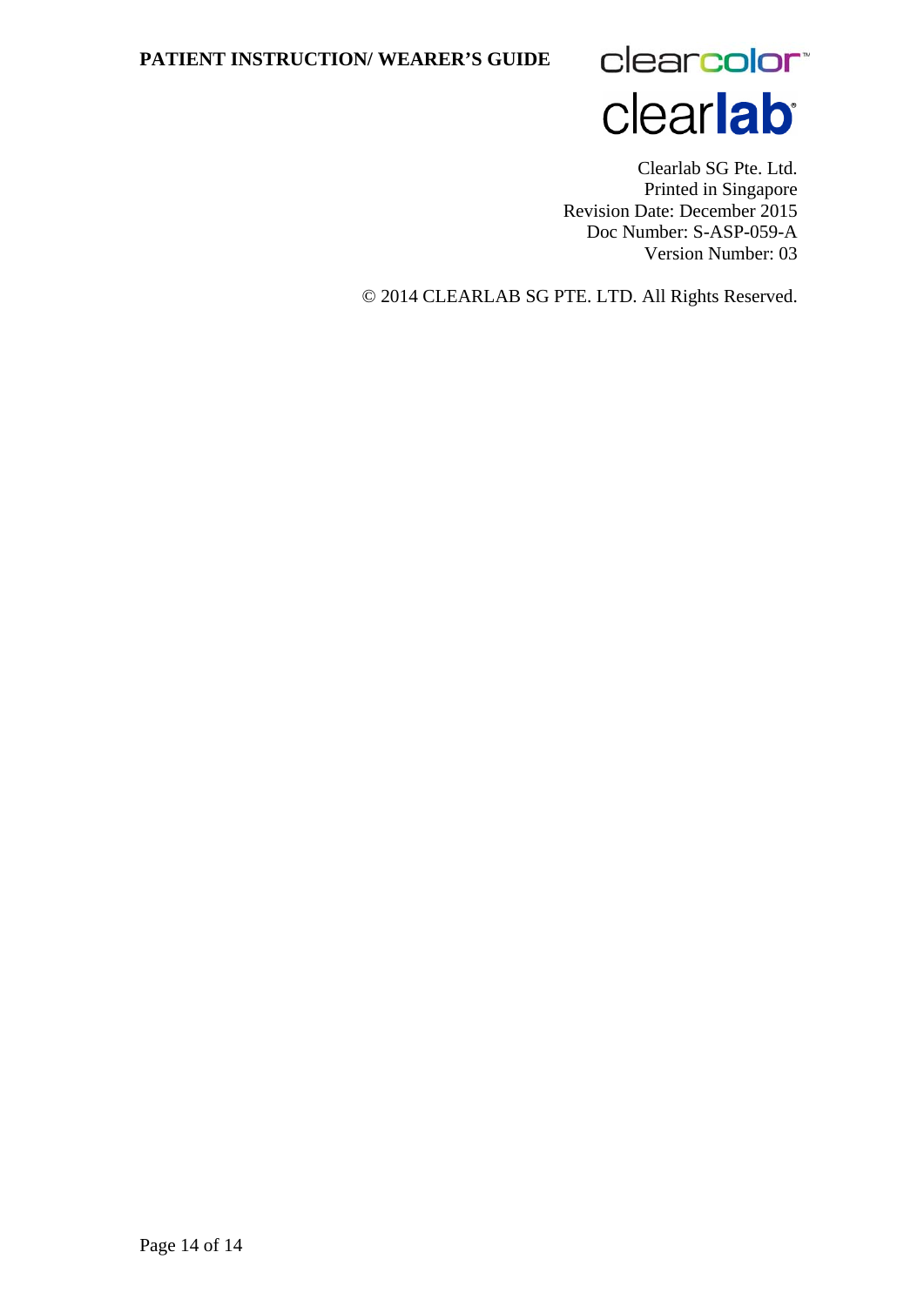Clearlab SG Pte. Ltd.
Printed in Singapore
Revision Date: December 2015
Doc Number: S-ASP-059-A
Version Number: 03

© 2014 CLEARLAB SG PTE. LTD. All Rights Reserved.